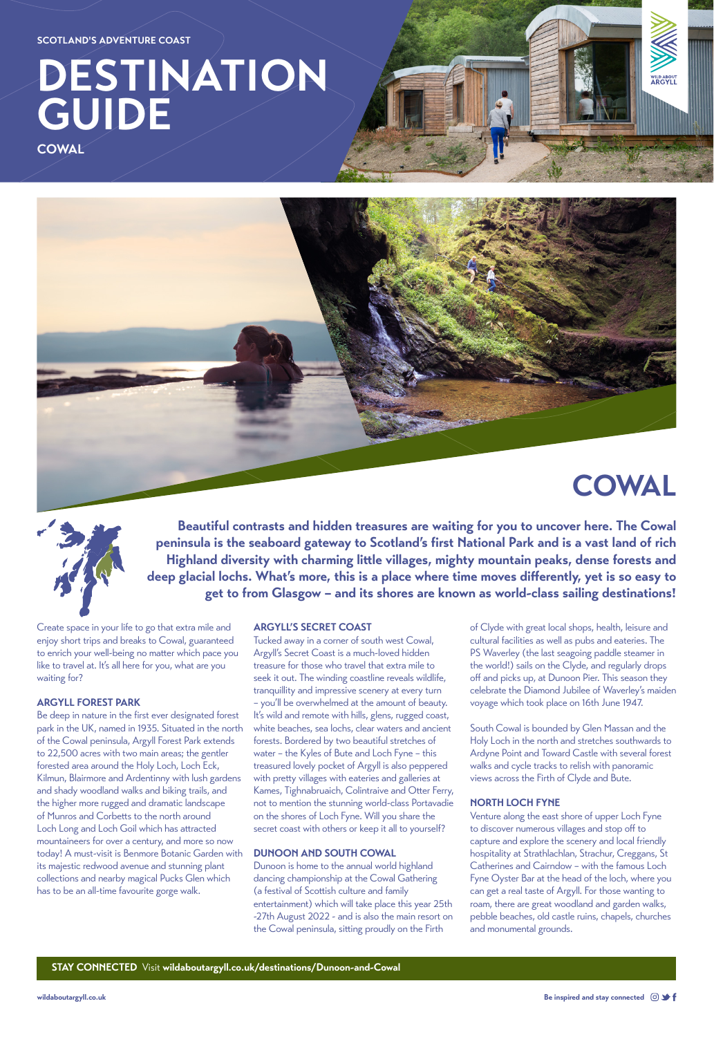SCOTLAND'S ADVENTURE COAST

# DESTINATION GUIDE

COWAL

## COWAL

**Beautiful contrasts and hidden treasures are waiting for you to uncover here. The Cowal peninsula is the seaboard gateway to Scotland's first National Park and is a vast land of rich Highland diversity with charming little villages, mighty mountain peaks, dense forests and deep glacial lochs. What's more, this is a place where time moves differently, yet is so easy to get to from Glasgow – and its shores are known as world-class sailing destinations!**

Create space in your life to go that extra mile and enjoy short trips and breaks to Cowal, guaranteed to enrich your well-being no matter which pace you like to travel at. It's all here for you, what are you waiting for?

### ARGYLL FOREST PARK

Be deep in nature in the first ever designated forest park in the UK, named in 1935. Situated in the north of the Cowal peninsula, Argyll Forest Park extends to 22,500 acres with two main areas; the gentler forested area around the Holy Loch, Loch Eck, Kilmun, Blairmore and Ardentinny with lush gardens and shady woodland walks and biking trails, and the higher more rugged and dramatic landscape of Munros and Corbetts to the north around Loch Long and Loch Goil which has attracted mountaineers for over a century, and more so now today! A must-visit is Benmore Botanic Garden with its majestic redwood avenue and stunning plant collections and nearby magical Pucks Glen which has to be an all-time favourite gorge walk.

### ARGYLL'S SECRET COAST

Tucked away in a corner of south west Cowal, Argyll's Secret Coast is a much-loved hidden treasure for those who travel that extra mile to seek it out. The winding coastline reveals wildlife, tranquillity and impressive scenery at every turn – you'll be overwhelmed at the amount of beauty. It's wild and remote with hills, glens, rugged coast, white beaches, sea lochs, clear waters and ancient forests. Bordered by two beautiful stretches of water – the Kyles of Bute and Loch Fyne – this treasured lovely pocket of Argyll is also peppered with pretty villages with eateries and galleries at Kames, Tighnabruaich, Colintraive and Otter Ferry, not to mention the stunning world-class Portavadie on the shores of Loch Fyne. Will you share the secret coast with others or keep it all to yourself?

### DUNOON AND SOUTH COWAL

Dunoon is home to the annual world highland dancing championship at the Cowal Gathering (a festival of Scottish culture and family entertainment) which will take place this year 25th -27th August 2022 - and is also the main resort on the Cowal peninsula, sitting proudly on the Firth of Clyde with great local shops, health, leisure and cultural facilities as well as pubs and eateries. The PS Waverley (the last seagoing paddle steamer in the world!) sails on the Clyde, and regularly drops off and picks up, at Dunoon Pier. This season they celebrate the Diamond Jubilee of Waverley's maiden voyage which took place on 16th June 1947.

South Cowal is bounded by Glen Massan and the Holy Loch in the north and stretches southwards to Ardyne Point and Toward Castle with several forest walks and cycle tracks to relish with panoramic views across the Firth of Clyde and Bute.

### NORTH LOCH FYNE

Venture along the east shore of upper Loch Fyne to discover numerous villages and stop off to capture and explore the scenery and local friendly hospitality at Strathlachlan, Strachur, Creggans, St Catherines and Cairndow – with the famous Loch Fyne Oyster Bar at the head of the loch, where you can get a real taste of Argyll. For those wanting to roam, there are great woodland and garden walks, pebble beaches, old castle ruins, chapels, churches and monumental grounds.

**STAY CONNECTED** Visit **wildaboutargyll.co.uk/destinations/Dunoon-and-Cowal**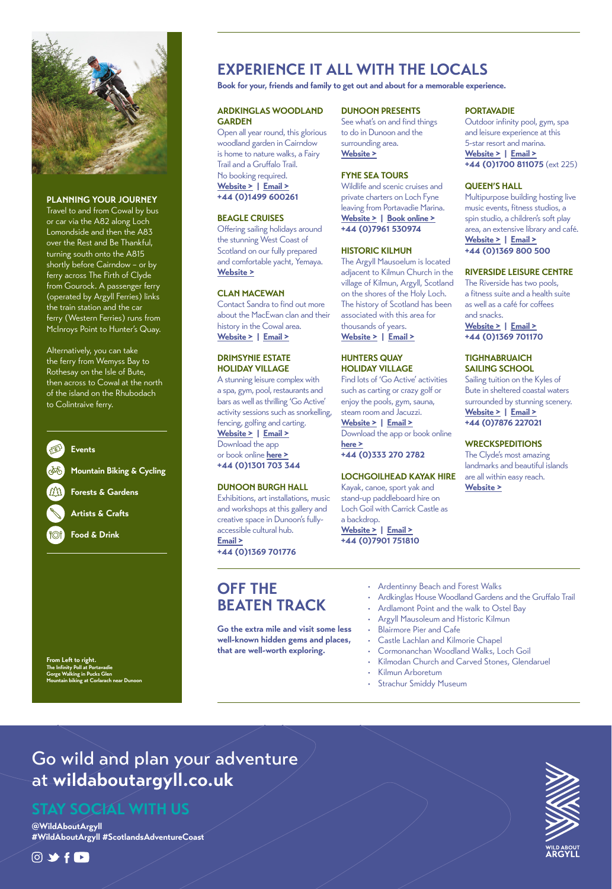# EXPERIENCE IT ALL WITH THE LOCALS

**Book for your, friends and family to get out and about for a memorable experience.**

### ARDKINGLAS WOODLAND GARDEN

Open all year round, this glorious woodland garden in Cairndow is home to nature walks, a Fairy Trail and a Gruffalo Trail.
No booking required.
**Website > | Email >**
**+44 (0)1499 600261**

### BEAGLE CRUISES

Offering sailing holidays around the stunning West Coast of Scotland on our fully prepared and comfortable yacht, Yemaya.
**Website >**

### CLAN MACEWAN

Contact Sandra to find out more about the MacEwan clan and their history in the Cowal area.
**Website > | Email >**

### DRIMSYNIE ESTATE HOLIDAY VILLAGE

A stunning leisure complex with a spa, gym, pool, restaurants and bars as well as thrilling 'Go Active' activity sessions such as snorkelling, fencing, golfing and carting.
**Website > | Email >**
Download the app or book online **here >**
**+44 (0)1301 703 344**

### DUNOON BURGH HALL

Exhibitions, art installations, music and workshops at this gallery and creative space in Dunoon's fully-accessible cultural hub.
**Email >**
**+44 (0)1369 701776**

### DUNOON PRESENTS

See what's on and find things to do in Dunoon and the surrounding area.
**Website >**

### FYNE SEA TOURS

Wildlife and scenic cruises and private charters on Loch Fyne leaving from Portavadie Marina.
**Website > | Book online >**
**+44 (0)7961 530974**

### HISTORIC KILMUN

The Argyll Mausoelum is located adjacent to Kilmun Church in the village of Kilmun, Argyll, Scotland on the shores of the Holy Loch. The history of Scotland has been associated with this area for thousands of years.
**Website > | Email >**

### HUNTERS QUAY HOLIDAY VILLAGE

Find lots of 'Go Active' activities such as carting or crazy golf or enjoy the pools, gym, sauna, steam room and Jacuzzi.
**Website > | Email >**
Download the app or book online **here >**
**+44 (0)333 270 2782**

### LOCHGOILHEAD KAYAK HIRE

Kayak, canoe, sport yak and stand-up paddleboard hire on Loch Goil with Carrick Castle as a backdrop.
**Website > | Email >**
**+44 (0)7901 751810**

### PORTAVADIE

Outdoor infinity pool, gym, spa and leisure experience at this 5-star resort and marina.
**Website > | Email >**
**+44 (0)1700 811075** (ext 225)

### QUEEN'S HALL

Multipurpose building hosting live music events, fitness studios, a spin studio, a children's soft play area, an extensive library and café.
**Website > | Email >**
**+44 (0)1369 800 500**

### RIVERSIDE LEISURE CENTRE

The Riverside has two pools, a fitness suite and a health suite as well as a café for coffees and snacks.
**Website > | Email >**
**+44 (0)1369 701170**

### TIGHNABRUAICH SAILING SCHOOL

Sailing tuition on the Kyles of Bute in sheltered coastal waters surrounded by stunning scenery.
**Website > | Email >**
**+44 (0)7876 227021**

### WRECKSPEDITIONS

The Clyde's most amazing landmarks and beautiful islands are all within easy reach.
**Website >**

## OFF THE BEATEN TRACK

**Go the extra mile and visit some less well-known hidden gems and places, that are well-worth exploring.**

- Ardentinny Beach and Forest Walks
- Ardkinglas House Woodland Gardens and the Gruffalo Trail
- Ardlamont Point and the walk to Ostel Bay
- Argyll Mausoleum and Historic Kilmun
- Blairmore Pier and Cafe
- Castle Lachlan and Kilmorie Chapel
- Cormonanchan Woodland Walks, Loch Goil
- Kilmodan Church and Carved Stones, Glendaruel
- Kilmun Arboretum
- Strachur Smiddy Museum

### PLANNING YOUR JOURNEY

Travel to and from Cowal by bus or car via the A82 along Loch Lomondside and then the A83 over the Rest and Be Thankful, turning south onto the A815 shortly before Cairndow – or by ferry across The Firth of Clyde from Gourock. A passenger ferry (operated by Argyll Ferries) links the train station and the car ferry (Western Ferries) runs from McInroys Point to Hunter's Quay.

Alternatively, you can take the ferry from Wemyss Bay to Rothesay on the Isle of Bute, then across to Cowal at the north of the island on the Rhubodach to Colintraive ferry.

- Events
- Mountain Biking & Cycling
- Forests & Gardens
- Artists & Crafts
- Food & Drink

**From Left to right.**
**The Infinity Poll at Portavadie**
**Gorge Walking in Pucks Glen**
**Mountain biking at Corlarach near Dunoon**

Go wild and plan your adventure at **wildaboutargyll.co.uk**

## STAY SOCIAL WITH US

**@WildAboutArgyll**
**#WildAboutArgyll #ScotlandsAdventureCoast**

WILD ABOUT ARGYLL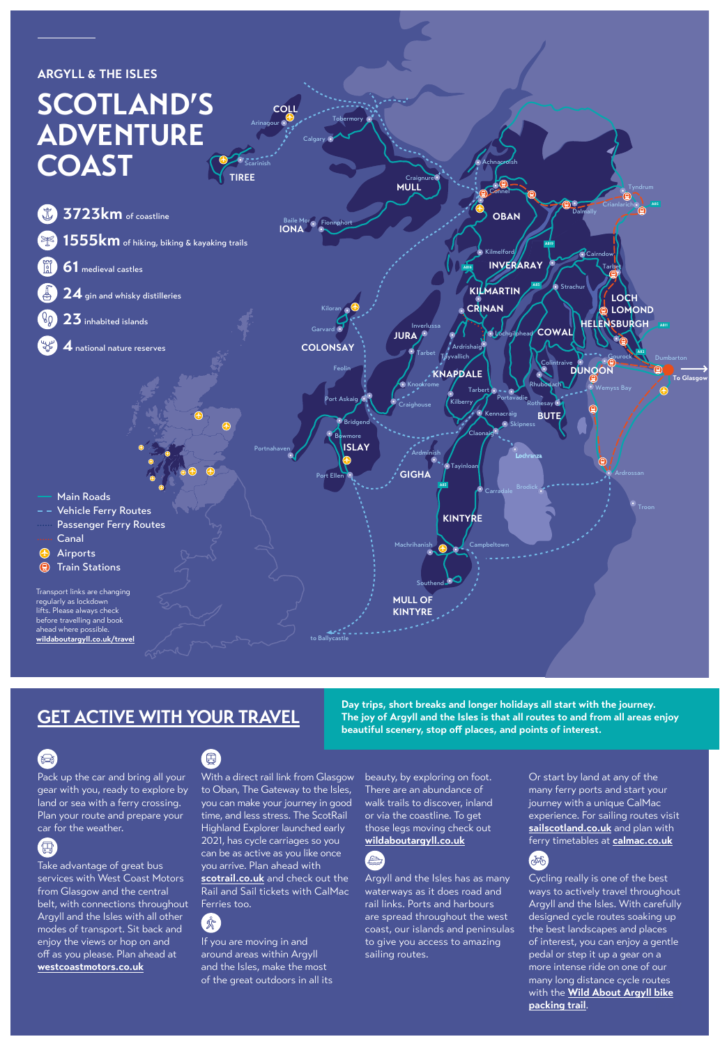ARGYLL & THE ISLES

# SCOTLAND'S ADVENTURE COAST

- **3723km** of coastline
- **1555km** of hiking, biking & kayaking trails
- **61** medieval castles
- **24** gin and whisky distilleries
- **23** inhabited islands
- **4** national nature reserves

COLL
Arinagour
Tobermory
Calgary
Scarinish
TIREE
Craignure
MULL
Achnacroish
Connel
OBAN
Tyndrum
Crianlarich
Dalmally
Baile Mor
IONA
Fionnphort
Kilmelford
INVERARAY
Cairndow
Tarbet
Strachur
LOCH LOMOND
KILMARTIN
CRINAN
Kiloran
Garvard
COLONSAY
Inverlussa
JURA
Ardrishaig
Lochgilphead
COWAL
HELENSBURGH
Tarbet
Tayvallich
KNAPDALE
Colintraive
Gourock
Dumbarton
DUNOON
To Glasgow
Feolin
Knockrome
Rhubodach
Wemyss Bay
Port Askaig
Craighouse
Tarbert
Portavadie
Kilberry
Rothesay
Kennacraig
BUTE
Bridgend
Skipness
Bowmore
ISLAY
Claonaig
Portnahaven
Lochranza
Ardminish
Port Ellen
Tayinloan
GIGHA
Brodick
Ardrossan
Carradale
Troon
KINTYRE
Machrihanish
Campbeltown
Southend
MULL OF KINTYRE
to Ballycastle

- Main Roads
- Vehicle Ferry Routes
- Passenger Ferry Routes
- Canal
- Airports
- Train Stations

Transport links are changing regularly as lockdown lifts. Please always check before travelling and book ahead where possible. **wildaboutargyll.co.uk/travel**

## GET ACTIVE WITH YOUR TRAVEL

**Day trips, short breaks and longer holidays all start with the journey. The joy of Argyll and the Isles is that all routes to and from all areas enjoy beautiful scenery, stop off places, and points of interest.**

Pack up the car and bring all your gear with you, ready to explore by land or sea with a ferry crossing. Plan your route and prepare your car for the weather.

Take advantage of great bus services with West Coast Motors from Glasgow and the central belt, with connections throughout Argyll and the Isles with all other modes of transport. Sit back and enjoy the views or hop on and off as you please. Plan ahead at **westcoastmotors.co.uk**

With a direct rail link from Glasgow to Oban, The Gateway to the Isles, you can make your journey in good time, and less stress. The ScotRail Highland Explorer launched early 2021, has cycle carriages so you can be as active as you like once you arrive. Plan ahead with **scotrail.co.uk** and check out the Rail and Sail tickets with CalMac Ferries too.

If you are moving in and around areas within Argyll and the Isles, make the most of the great outdoors in all its beauty, by exploring on foot. There are an abundance of walk trails to discover, inland or via the coastline. To get those legs moving check out **wildaboutargyll.co.uk**

Argyll and the Isles has as many waterways as it does road and rail links. Ports and harbours are spread throughout the west coast, our islands and peninsulas to give you access to amazing sailing routes.

Or start by land at any of the many ferry ports and start your journey with a unique CalMac experience. For sailing routes visit **sailscotland.co.uk** and plan with ferry timetables at **calmac.co.uk**

Cycling really is one of the best ways to actively travel throughout Argyll and the Isles. With carefully designed cycle routes soaking up the best landscapes and places of interest, you can enjoy a gentle pedal or step it up a gear on a more intense ride on one of our many long distance cycle routes with the **Wild About Argyll bike packing trail**.